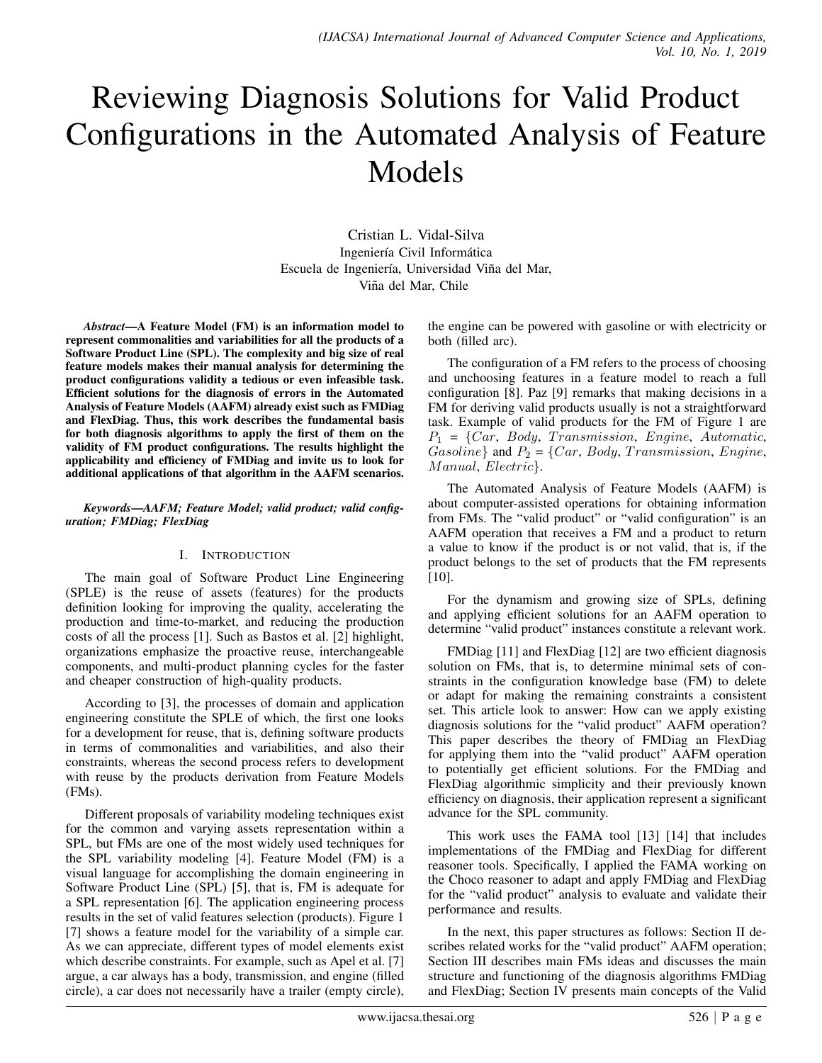# Reviewing Diagnosis Solutions for Valid Product Configurations in the Automated Analysis of Feature Models

Cristian L. Vidal-Silva
Ingeniería Civil Informática
Escuela de Ingeniería, Universidad Viña del Mar,
Viña del Mar, Chile

***Abstract*—A Feature Model (FM) is an information model to represent commonalities and variabilities for all the products of a Software Product Line (SPL). The complexity and big size of real feature models makes their manual analysis for determining the product configurations validity a tedious or even infeasible task. Efficient solutions for the diagnosis of errors in the Automated Analysis of Feature Models (AAFM) already exist such as FMDiag and FlexDiag. Thus, this work describes the fundamental basis for both diagnosis algorithms to apply the first of them on the validity of FM product configurations. The results highlight the applicability and efficiency of FMDiag and invite us to look for additional applications of that algorithm in the AAFM scenarios.**

***Keywords*—AAFM; Feature Model; valid product; valid configuration; FMDiag; FlexDiag**

## I. Introduction

The main goal of Software Product Line Engineering (SPLE) is the reuse of assets (features) for the products definition looking for improving the quality, accelerating the production and time-to-market, and reducing the production costs of all the process [1]. Such as Bastos et al. [2] highlight, organizations emphasize the proactive reuse, interchangeable components, and multi-product planning cycles for the faster and cheaper construction of high-quality products.

According to [3], the processes of domain and application engineering constitute the SPLE of which, the first one looks for a development for reuse, that is, defining software products in terms of commonalities and variabilities, and also their constraints, whereas the second process refers to development with reuse by the products derivation from Feature Models (FMs).

Different proposals of variability modeling techniques exist for the common and varying assets representation within a SPL, but FMs are one of the most widely used techniques for the SPL variability modeling [4]. Feature Model (FM) is a visual language for accomplishing the domain engineering in Software Product Line (SPL) [5], that is, FM is adequate for a SPL representation [6]. The application engineering process results in the set of valid features selection (products). Figure 1 [7] shows a feature model for the variability of a simple car. As we can appreciate, different types of model elements exist which describe constraints. For example, such as Apel et al. [7] argue, a car always has a body, transmission, and engine (filled circle), a car does not necessarily have a trailer (empty circle), the engine can be powered with gasoline or with electricity or both (filled arc).

The configuration of a FM refers to the process of choosing and unchoosing features in a feature model to reach a full configuration [8]. Paz [9] remarks that making decisions in a FM for deriving valid products usually is not a straightforward task. Example of valid products for the FM of Figure 1 are $P_1 = \{Car, Body, Transmission, Engine, Automatic, Gasoline\}$ and $P_2 = \{Car, Body, Transmission, Engine, Manual, Electric\}$.

The Automated Analysis of Feature Models (AAFM) is about computer-assisted operations for obtaining information from FMs. The "valid product" or "valid configuration" is an AAFM operation that receives a FM and a product to return a value to know if the product is or not valid, that is, if the product belongs to the set of products that the FM represents [10].

For the dynamism and growing size of SPLs, defining and applying efficient solutions for an AAFM operation to determine "valid product" instances constitute a relevant work.

FMDiag [11] and FlexDiag [12] are two efficient diagnosis solution on FMs, that is, to determine minimal sets of constraints in the configuration knowledge base (FM) to delete or adapt for making the remaining constraints a consistent set. This article look to answer: How can we apply existing diagnosis solutions for the "valid product" AAFM operation? This paper describes the theory of FMDiag an FlexDiag for applying them into the "valid product" AAFM operation to potentially get efficient solutions. For the FMDiag and FlexDiag algorithmic simplicity and their previously known efficiency on diagnosis, their application represent a significant advance for the SPL community.

This work uses the FAMA tool [13] [14] that includes implementations of the FMDiag and FlexDiag for different reasoner tools. Specifically, I applied the FAMA working on the Choco reasoner to adapt and apply FMDiag and FlexDiag for the "valid product" analysis to evaluate and validate their performance and results.

In the next, this paper structures as follows: Section II describes related works for the "valid product" AAFM operation; Section III describes main FMs ideas and discusses the main structure and functioning of the diagnosis algorithms FMDiag and FlexDiag; Section IV presents main concepts of the Valid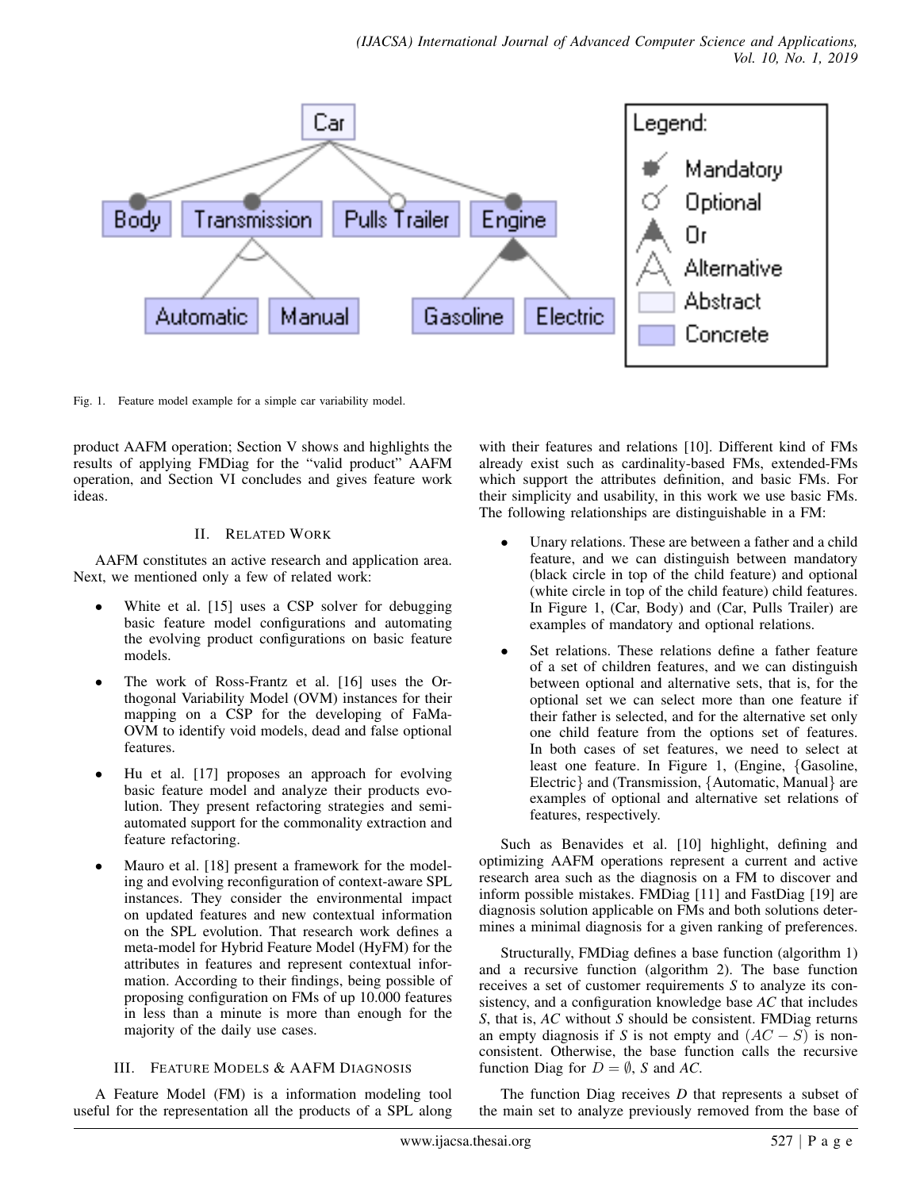Fig. 1. Feature model example for a simple car variability model.

product AAFM operation; Section V shows and highlights the results of applying FMDiag for the "valid product" AAFM operation, and Section VI concludes and gives feature work ideas.

## II. Related Work

AAFM constitutes an active research and application area. Next, we mentioned only a few of related work:

- White et al. [15] uses a CSP solver for debugging basic feature model configurations and automating the evolving product configurations on basic feature models.
- The work of Ross-Frantz et al. [16] uses the Orthogonal Variability Model (OVM) instances for their mapping on a CSP for the developing of FaMa-OVM to identify void models, dead and false optional features.
- Hu et al. [17] proposes an approach for evolving basic feature model and analyze their products evolution. They present refactoring strategies and semi-automated support for the commonality extraction and feature refactoring.
- Mauro et al. [18] present a framework for the modeling and evolving reconfiguration of context-aware SPL instances. They consider the environmental impact on updated features and new contextual information on the SPL evolution. That research work defines a meta-model for Hybrid Feature Model (HyFM) for the attributes in features and represent contextual information. According to their findings, being possible of proposing configuration on FMs of up 10.000 features in less than a minute is more than enough for the majority of the daily use cases.

## III. Feature Models & AAFM Diagnosis

A Feature Model (FM) is a information modeling tool useful for the representation all the products of a SPL along with their features and relations [10]. Different kind of FMs already exist such as cardinality-based FMs, extended-FMs which support the attributes definition, and basic FMs. For their simplicity and usability, in this work we use basic FMs. The following relationships are distinguishable in a FM:

- Unary relations. These are between a father and a child feature, and we can distinguish between mandatory (black circle in top of the child feature) and optional (white circle in top of the child feature) child features. In Figure 1, (Car, Body) and (Car, Pulls Trailer) are examples of mandatory and optional relations.
- Set relations. These relations define a father feature of a set of children features, and we can distinguish between optional and alternative sets, that is, for the optional set we can select more than one feature if their father is selected, and for the alternative set only one child feature from the options set of features. In both cases of set features, we need to select at least one feature. In Figure 1, (Engine, {Gasoline, Electric} and (Transmission, {Automatic, Manual} are examples of optional and alternative set relations of features, respectively.

Such as Benavides et al. [10] highlight, defining and optimizing AAFM operations represent a current and active research area such as the diagnosis on a FM to discover and inform possible mistakes. FMDiag [11] and FastDiag [19] are diagnosis solution applicable on FMs and both solutions determines a minimal diagnosis for a given ranking of preferences.

Structurally, FMDiag defines a base function (algorithm 1) and a recursive function (algorithm 2). The base function receives a set of customer requirements *S* to analyze its consistency, and a configuration knowledge base *AC* that includes *S*, that is, *AC* without *S* should be consistent. FMDiag returns an empty diagnosis if *S* is not empty and $(AC - S)$ is non-consistent. Otherwise, the base function calls the recursive function Diag for $D = \emptyset$, *S* and *AC*.

The function Diag receives *D* that represents a subset of the main set to analyze previously removed from the base of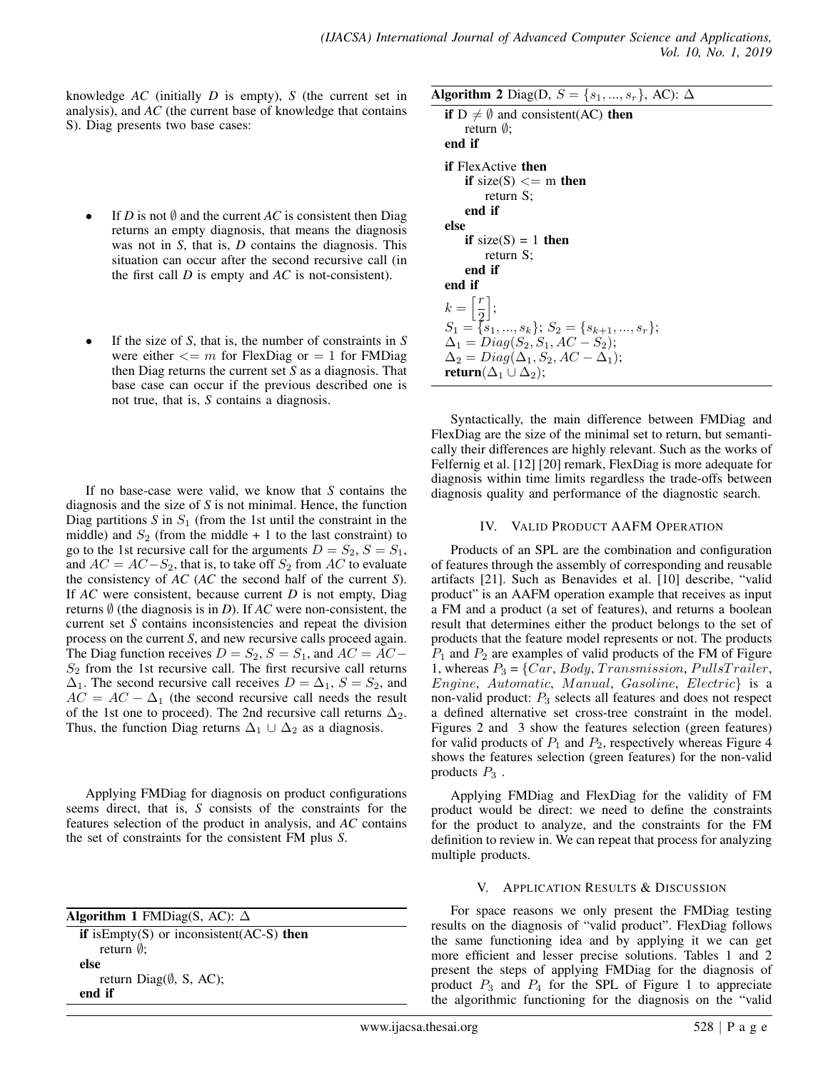knowledge *AC* (initially *D* is empty), *S* (the current set in analysis), and *AC* (the current base of knowledge that contains S). Diag presents two base cases:

- If *D* is not $\emptyset$ and the current *AC* is consistent then Diag returns an empty diagnosis, that means the diagnosis was not in *S*, that is, *D* contains the diagnosis. This situation can occur after the second recursive call (in the first call *D* is empty and *AC* is not-consistent).

- If the size of *S*, that is, the number of constraints in *S* were either $<= m$ for FlexDiag or = 1 for FMDiag then Diag returns the current set *S* as a diagnosis. That base case can occur if the previous described one is not true, that is, *S* contains a diagnosis.

If no base-case were valid, we know that *S* contains the diagnosis and the size of *S* is not minimal. Hence, the function Diag partitions *S* in $S_1$ (from the 1st until the constraint in the middle) and $S_2$ (from the middle + 1 to the last constraint) to go to the 1st recursive call for the arguments $D = S_2$, $S = S_1$, and $AC = AC - S_2$, that is, to take off $S_2$ from *AC* to evaluate the consistency of *AC* (*AC* the second half of the current *S*). If *AC* were consistent, because current *D* is not empty, Diag returns $\emptyset$ (the diagnosis is in *D*). If *AC* were non-consistent, the current set *S* contains inconsistencies and repeat the division process on the current *S*, and new recursive calls proceed again. The Diag function receives $D = S_2$, $S = S_1$, and $AC = AC - S_2$ from the 1st recursive call. The first recursive call returns $\Delta_1$. The second recursive call receives $D = \Delta_1$, $S = S_2$, and $AC = AC - \Delta_1$ (the second recursive call needs the result of the 1st one to proceed). The 2nd recursive call returns $\Delta_2$. Thus, the function Diag returns $\Delta_1 \cup \Delta_2$ as a diagnosis.

Applying FMDiag for diagnosis on product configurations seems direct, that is, *S* consists of the constraints for the features selection of the product in analysis, and *AC* contains the set of constraints for the consistent FM plus *S*.

**Algorithm 1** FMDiag(S, AC): $\Delta$

```
if isEmpty(S) or inconsistent(AC-S) then
    return ∅;
else
    return Diag(∅, S, AC);
end if
```

**Algorithm 2** Diag(D, $S = \{s_1, ..., s_r\}$, AC): $\Delta$

```
if D ≠ ∅ and consistent(AC) then
    return ∅;
end if
if FlexActive then
    if size(S) <= m then
        return S;
    end if
else
    if size(S) = 1 then
        return S;
    end if
end if
k = [r/2];
S1 = {s1, ..., sk}; S2 = {sk+1, ..., sr};
Δ1 = Diag(S2, S1, AC − S2);
Δ2 = Diag(Δ1, S2, AC − Δ1);
return(Δ1 ∪ Δ2);
```

Syntactically, the main difference between FMDiag and FlexDiag are the size of the minimal set to return, but semantically their differences are highly relevant. Such as the works of Felfernig et al. [12] [20] remark, FlexDiag is more adequate for diagnosis within time limits regardless the trade-offs between diagnosis quality and performance of the diagnostic search.

## IV. Valid Product AAFM Operation

Products of an SPL are the combination and configuration of features through the assembly of corresponding and reusable artifacts [21]. Such as Benavides et al. [10] describe, "valid product" is an AAFM operation example that receives as input a FM and a product (a set of features), and returns a boolean result that determines either the product belongs to the set of products that the feature model represents or not. The products $P_1$ and $P_2$ are examples of valid products of the FM of Figure 1, whereas $P_3 = \{Car, Body, Transmission, PullsTrailer, Engine, Automatic, Manual, Gasoline, Electric\}$ is a non-valid product: $P_3$ selects all features and does not respect a defined alternative set cross-tree constraint in the model. Figures 2 and 3 show the features selection (green features) for valid products of $P_1$ and $P_2$, respectively whereas Figure 4 shows the features selection (green features) for the non-valid products $P_3$.

Applying FMDiag and FlexDiag for the validity of FM product would be direct: we need to define the constraints for the product to analyze, and the constraints for the FM definition to review in. We can repeat that process for analyzing multiple products.

## V. Application Results & Discussion

For space reasons we only present the FMDiag testing results on the diagnosis of "valid product". FlexDiag follows the same functioning idea and by applying it we can get more efficient and lesser precise solutions. Tables 1 and 2 present the steps of applying FMDiag for the diagnosis of product $P_3$ and $P_4$ for the SPL of Figure 1 to appreciate the algorithmic functioning for the diagnosis on the "valid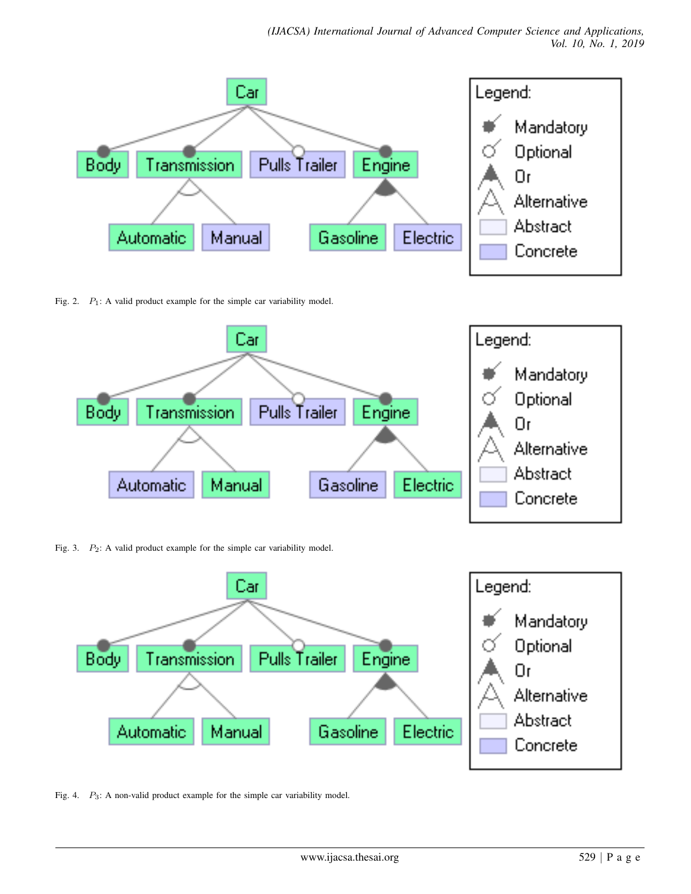Fig. 2. $P_1$: A valid product example for the simple car variability model.

Fig. 3. $P_2$: A valid product example for the simple car variability model.

Fig. 4. $P_3$: A non-valid product example for the simple car variability model.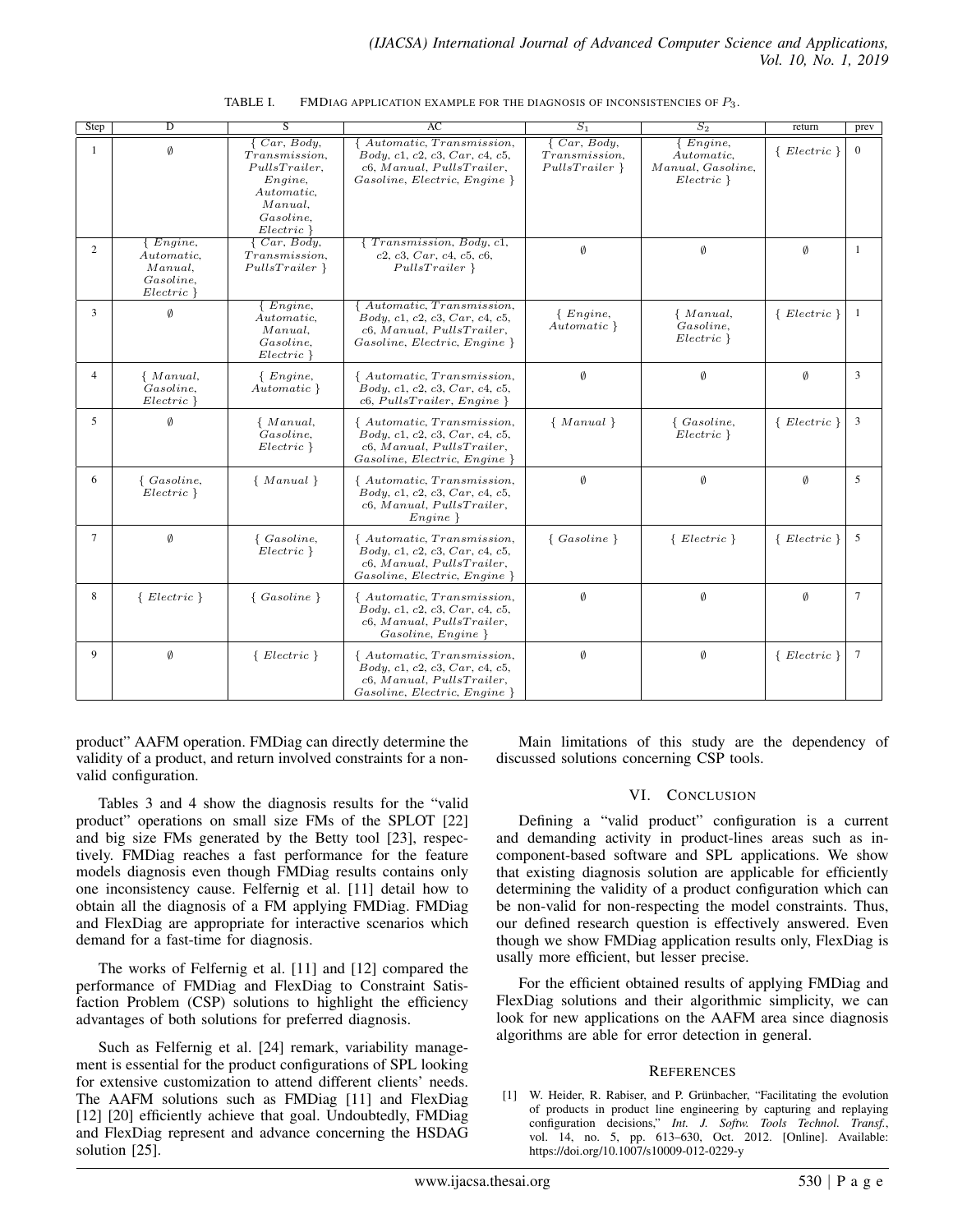TABLE I. FMDIAG APPLICATION EXAMPLE FOR THE DIAGNOSIS OF INCONSISTENCIES OF $P_3$.

| Step | D | S | AC | $S_1$ | $S_2$ | return | prev |
|---|---|---|---|---|---|---|---|
| 1 | ∅ | { $Car$, $Body$, $Transmission$, $PullsTrailer$, $Engine$, $Automatic$, $Manual$, $Gasoline$, $Electric$ } | { $Automatic$, $Transmission$, $Body$, $c1$, $c2$, $c3$, $Car$, $c4$, $c5$, $c6$, $Manual$, $PullsTrailer$, $Gasoline$, $Electric$, $Engine$ } | { $Car$, $Body$, $Transmission$, $PullsTrailer$ } | { $Engine$, $Automatic$, $Manual$, $Gasoline$, $Electric$ } | { $Electric$ } | 0 |
| 2 | { $Engine$, $Automatic$, $Manual$, $Gasoline$, $Electric$ } | { $Car$, $Body$, $Transmission$, $PullsTrailer$ } | { $Transmission$, $Body$, $c1$, $c2$, $c3$, $Car$, $c4$, $c5$, $c6$, $PullsTrailer$ } | ∅ | ∅ | ∅ | 1 |
| 3 | ∅ | { $Engine$, $Automatic$, $Manual$, $Gasoline$, $Electric$ } | { $Automatic$, $Transmission$, $Body$, $c1$, $c2$, $c3$, $Car$, $c4$, $c5$, $c6$, $Manual$, $PullsTrailer$, $Gasoline$, $Electric$, $Engine$ } | { $Engine$, $Automatic$ } | { $Manual$, $Gasoline$, $Electric$ } | { $Electric$ } | 1 |
| 4 | { $Manual$, $Gasoline$, $Electric$ } | { $Engine$, $Automatic$ } | { $Automatic$, $Transmission$, $Body$, $c1$, $c2$, $c3$, $Car$, $c4$, $c5$, $c6$, $PullsTrailer$, $Engine$ } | ∅ | ∅ | ∅ | 3 |
| 5 | ∅ | { $Manual$, $Gasoline$, $Electric$ } | { $Automatic$, $Transmission$, $Body$, $c1$, $c2$, $c3$, $Car$, $c4$, $c5$, $c6$, $Manual$, $PullsTrailer$, $Gasoline$, $Electric$, $Engine$ } | { $Manual$ } | { $Gasoline$, $Electric$ } | { $Electric$ } | 3 |
| 6 | { $Gasoline$, $Electric$ } | { $Manual$ } | { $Automatic$, $Transmission$, $Body$, $c1$, $c2$, $c3$, $Car$, $c4$, $c5$, $c6$, $Manual$, $PullsTrailer$, $Engine$ } | ∅ | ∅ | ∅ | 5 |
| 7 | ∅ | { $Gasoline$, $Electric$ } | { $Automatic$, $Transmission$, $Body$, $c1$, $c2$, $c3$, $Car$, $c4$, $c5$, $c6$, $Manual$, $PullsTrailer$, $Gasoline$, $Electric$, $Engine$ } | { $Gasoline$ } | { $Electric$ } | { $Electric$ } | 5 |
| 8 | { $Electric$ } | { $Gasoline$ } | { $Automatic$, $Transmission$, $Body$, $c1$, $c2$, $c3$, $Car$, $c4$, $c5$, $c6$, $Manual$, $PullsTrailer$, $Gasoline$, $Engine$ } | ∅ | ∅ | ∅ | 7 |
| 9 | ∅ | { $Electric$ } | { $Automatic$, $Transmission$, $Body$, $c1$, $c2$, $c3$, $Car$, $c4$, $c5$, $c6$, $Manual$, $PullsTrailer$, $Gasoline$, $Electric$, $Engine$ } | ∅ | ∅ | { $Electric$ } | 7 |

product" AAFM operation. FMDiag can directly determine the validity of a product, and return involved constraints for a non-valid configuration.

Tables 3 and 4 show the diagnosis results for the "valid product" operations on small size FMs of the SPLOT [22] and big size FMs generated by the Betty tool [23], respectively. FMDiag reaches a fast performance for the feature models diagnosis even though FMDiag results contains only one inconsistency cause. Felfernig et al. [11] detail how to obtain all the diagnosis of a FM applying FMDiag. FMDiag and FlexDiag are appropriate for interactive scenarios which demand for a fast-time for diagnosis.

The works of Felfernig et al. [11] and [12] compared the performance of FMDiag and FlexDiag to Constraint Satisfaction Problem (CSP) solutions to highlight the efficiency advantages of both solutions for preferred diagnosis.

Such as Felfernig et al. [24] remark, variability management is essential for the product configurations of SPL looking for extensive customization to attend different clients' needs. The AAFM solutions such as FMDiag [11] and FlexDiag [12] [20] efficiently achieve that goal. Undoubtedly, FMDiag and FlexDiag represent and advance concerning the HSDAG solution [25].

Main limitations of this study are the dependency of discussed solutions concerning CSP tools.

## VI. CONCLUSION

Defining a "valid product" configuration is a current and demanding activity in product-lines areas such as in-component-based software and SPL applications. We show that existing diagnosis solution are applicable for efficiently determining the validity of a product configuration which can be non-valid for non-respecting the model constraints. Thus, our defined research question is effectively answered. Even though we show FMDiag application results only, FlexDiag is usally more efficient, but lesser precise.

For the efficient obtained results of applying FMDiag and FlexDiag solutions and their algorithmic simplicity, we can look for new applications on the AAFM area since diagnosis algorithms are able for error detection in general.

## REFERENCES

[1] W. Heider, R. Rabiser, and P. Grünbacher, "Facilitating the evolution of products in product line engineering by capturing and replaying configuration decisions," *Int. J. Softw. Tools Technol. Transf.*, vol. 14, no. 5, pp. 613–630, Oct. 2012. [Online]. Available: https://doi.org/10.1007/s10009-012-0229-y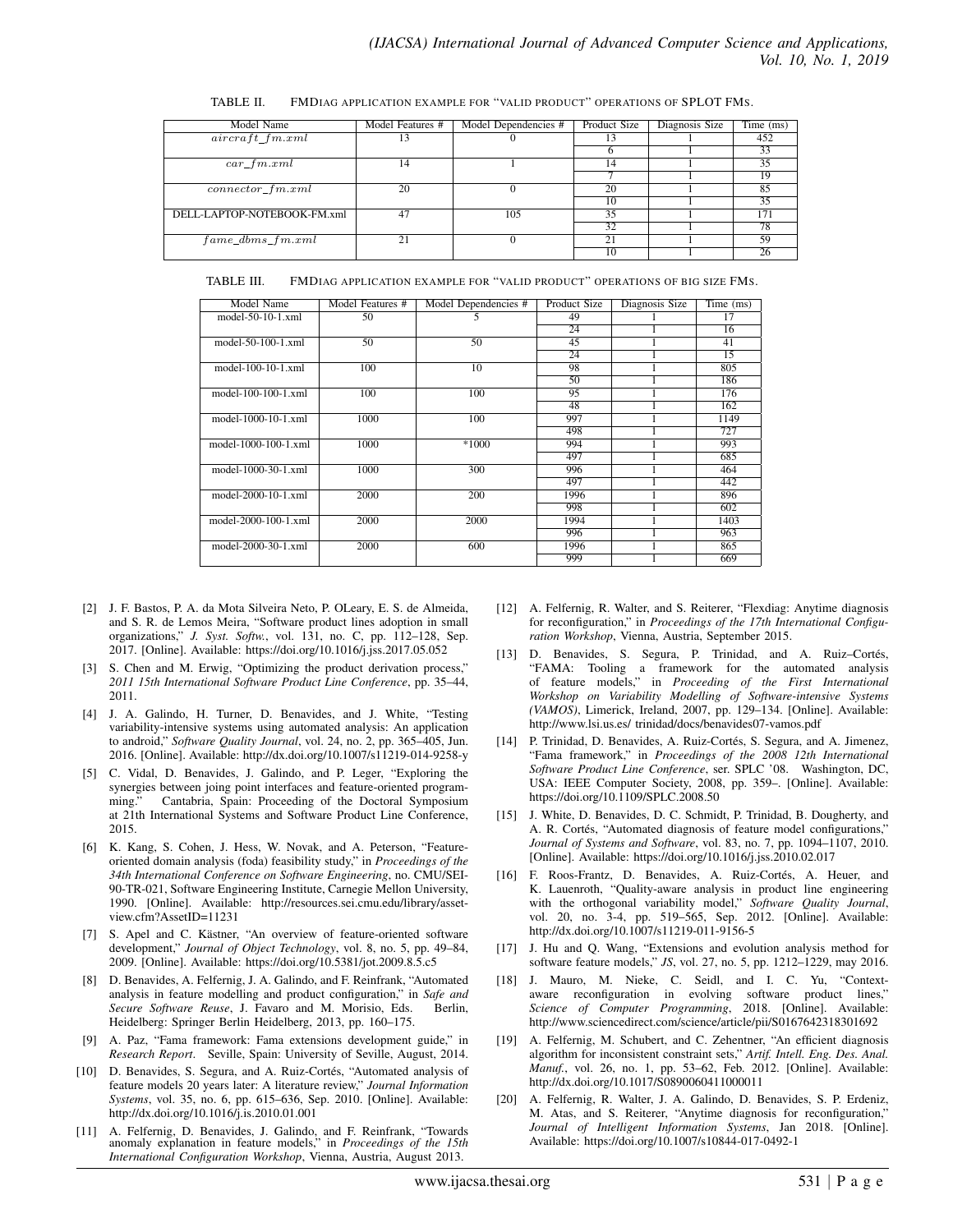TABLE II. FMDIAG APPLICATION EXAMPLE FOR "VALID PRODUCT" OPERATIONS OF SPLOT FMS.

| Model Name | Model Features # | Model Dependencies # | Product Size | Diagnosis Size | Time (ms) |
|---|---|---|---|---|---|
| *aircraft_fm.xml* | 13 | 0 | 13 | 1 | 452 |
| | | | 6 | 1 | 33 |
| *car_fm.xml* | 14 | 1 | 14 | 1 | 35 |
| | | | 7 | 1 | 19 |
| *connector_fm.xml* | 20 | 0 | 20 | 1 | 85 |
| | | | 10 | 1 | 35 |
| DELL-LAPTOP-NOTEBOOK-FM.xml | 47 | 105 | 35 | 1 | 171 |
| | | | 32 | 1 | 78 |
| *fame_dbms_fm.xml* | 21 | 0 | 21 | 1 | 59 |
| | | | 10 | 1 | 26 |

TABLE III. FMDIAG APPLICATION EXAMPLE FOR "VALID PRODUCT" OPERATIONS OF BIG SIZE FMS.

| Model Name | Model Features # | Model Dependencies # | Product Size | Diagnosis Size | Time (ms) |
|---|---|---|---|---|---|
| model-50-10-1.xml | 50 | 5 | 49 | 1 | 17 |
| | | | 24 | 1 | 16 |
| model-50-100-1.xml | 50 | 50 | 45 | 1 | 41 |
| | | | 24 | 1 | 15 |
| model-100-10-1.xml | 100 | 10 | 98 | 1 | 805 |
| | | | 50 | 1 | 186 |
| model-100-100-1.xml | 100 | 100 | 95 | 1 | 176 |
| | | | 48 | 1 | 162 |
| model-1000-10-1.xml | 1000 | 100 | 997 | 1 | 1149 |
| | | | 498 | 1 | 727 |
| model-1000-100-1.xml | 1000 | *1000 | 994 | 1 | 993 |
| | | | 497 | 1 | 685 |
| model-1000-30-1.xml | 1000 | 300 | 996 | 1 | 464 |
| | | | 497 | 1 | 442 |
| model-2000-10-1.xml | 2000 | 200 | 1996 | 1 | 896 |
| | | | 998 | 1 | 602 |
| model-2000-100-1.xml | 2000 | 2000 | 1994 | 1 | 1403 |
| | | | 996 | 1 | 963 |
| model-2000-30-1.xml | 2000 | 600 | 1996 | 1 | 865 |
| | | | 999 | 1 | 669 |

[2] J. F. Bastos, P. A. da Mota Silveira Neto, P. OLeary, E. S. de Almeida, and S. R. de Lemos Meira, "Software product lines adoption in small organizations," *J. Syst. Softw.*, vol. 131, no. C, pp. 112–128, Sep. 2017. [Online]. Available: https://doi.org/10.1016/j.jss.2017.05.052

[3] S. Chen and M. Erwig, "Optimizing the product derivation process," *2011 15th International Software Product Line Conference*, pp. 35–44, 2011.

[4] J. A. Galindo, H. Turner, D. Benavides, and J. White, "Testing variability-intensive systems using automated analysis: An application to android," *Software Quality Journal*, vol. 24, no. 2, pp. 365–405, Jun. 2016. [Online]. Available: http://dx.doi.org/10.1007/s11219-014-9258-y

[5] C. Vidal, D. Benavides, J. Galindo, and P. Leger, "Exploring the synergies between joing point interfaces and feature-oriented programming." Cantabria, Spain: Proceeding of the Doctoral Symposium at 21th International Systems and Software Product Line Conference, 2015.

[6] K. Kang, S. Cohen, J. Hess, W. Novak, and A. Peterson, "Feature-oriented domain analysis (foda) feasibility study," in *Proceedings of the 34th International Conference on Software Engineering*, no. CMU/SEI-90-TR-021, Software Engineering Institute, Carnegie Mellon University, 1990. [Online]. Available: http://resources.sei.cmu.edu/library/asset-view.cfm?AssetID=11231

[7] S. Apel and C. Kästner, "An overview of feature-oriented software development," *Journal of Object Technology*, vol. 8, no. 5, pp. 49–84, 2009. [Online]. Available: https://doi.org/10.5381/jot.2009.8.5.c5

[8] D. Benavides, A. Felfernig, J. A. Galindo, and F. Reinfrank, "Automated analysis in feature modelling and product configuration," in *Safe and Secure Software Reuse*, J. Favaro and M. Morisio, Eds. Berlin, Heidelberg: Springer Berlin Heidelberg, 2013, pp. 160–175.

[9] A. Paz, "Fama framework: Fama extensions development guide," in *Research Report*. Seville, Spain: University of Seville, August, 2014.

[10] D. Benavides, S. Segura, and A. Ruiz-Cortés, "Automated analysis of feature models 20 years later: A literature review," *Journal Information Systems*, vol. 35, no. 6, pp. 615–636, Sep. 2010. [Online]. Available: http://dx.doi.org/10.1016/j.is.2010.01.001

[11] A. Felfernig, D. Benavides, J. Galindo, and F. Reinfrank, "Towards anomaly explanation in feature models," in *Proceedings of the 15th International Configuration Workshop*, Vienna, Austria, August 2013.

[12] A. Felfernig, R. Walter, and S. Reiterer, "Flexdiag: Anytime diagnosis for reconfiguration," in *Proceedings of the 17th International Configuration Workshop*, Vienna, Austria, September 2015.

[13] D. Benavides, S. Segura, P. Trinidad, and A. Ruiz–Cortés, "FAMA: Tooling a framework for the automated analysis of feature models," in *Proceeding of the First International Workshop on Variability Modelling of Software-intensive Systems (VAMOS)*, Limerick, Ireland, 2007, pp. 129–134. [Online]. Available: http://www.lsi.us.es/ trinidad/docs/benavides07-vamos.pdf

[14] P. Trinidad, D. Benavides, A. Ruiz-Cortés, S. Segura, and A. Jimenez, "Fama framework," in *Proceedings of the 2008 12th International Software Product Line Conference*, ser. SPLC '08. Washington, DC, USA: IEEE Computer Society, 2008, pp. 359–. [Online]. Available: https://doi.org/10.1109/SPLC.2008.50

[15] J. White, D. Benavides, D. C. Schmidt, P. Trinidad, B. Dougherty, and A. R. Cortés, "Automated diagnosis of feature model configurations," *Journal of Systems and Software*, vol. 83, no. 7, pp. 1094–1107, 2010. [Online]. Available: https://doi.org/10.1016/j.jss.2010.02.017

[16] F. Roos-Frantz, D. Benavides, A. Ruiz-Cortés, A. Heuer, and K. Lauenroth, "Quality-aware analysis in product line engineering with the orthogonal variability model," *Software Quality Journal*, vol. 20, no. 3-4, pp. 519–565, Sep. 2012. [Online]. Available: http://dx.doi.org/10.1007/s11219-011-9156-5

[17] J. Hu and Q. Wang, "Extensions and evolution analysis method for software feature models," *JS*, vol. 27, no. 5, pp. 1212–1229, may 2016.

[18] J. Mauro, M. Nieke, C. Seidl, and I. C. Yu, "Context-aware reconfiguration in evolving software product lines," *Science of Computer Programming*, 2018. [Online]. Available: http://www.sciencedirect.com/science/article/pii/S0167642318301692

[19] A. Felfernig, M. Schubert, and C. Zehentner, "An efficient diagnosis algorithm for inconsistent constraint sets," *Artif. Intell. Eng. Des. Anal. Manuf.*, vol. 26, no. 1, pp. 53–62, Feb. 2012. [Online]. Available: http://dx.doi.org/10.1017/S0890060411000011

[20] A. Felfernig, R. Walter, J. A. Galindo, D. Benavides, S. P. Erdeniz, M. Atas, and S. Reiterer, "Anytime diagnosis for reconfiguration," *Journal of Intelligent Information Systems*, Jan 2018. [Online]. Available: https://doi.org/10.1007/s10844-017-0492-1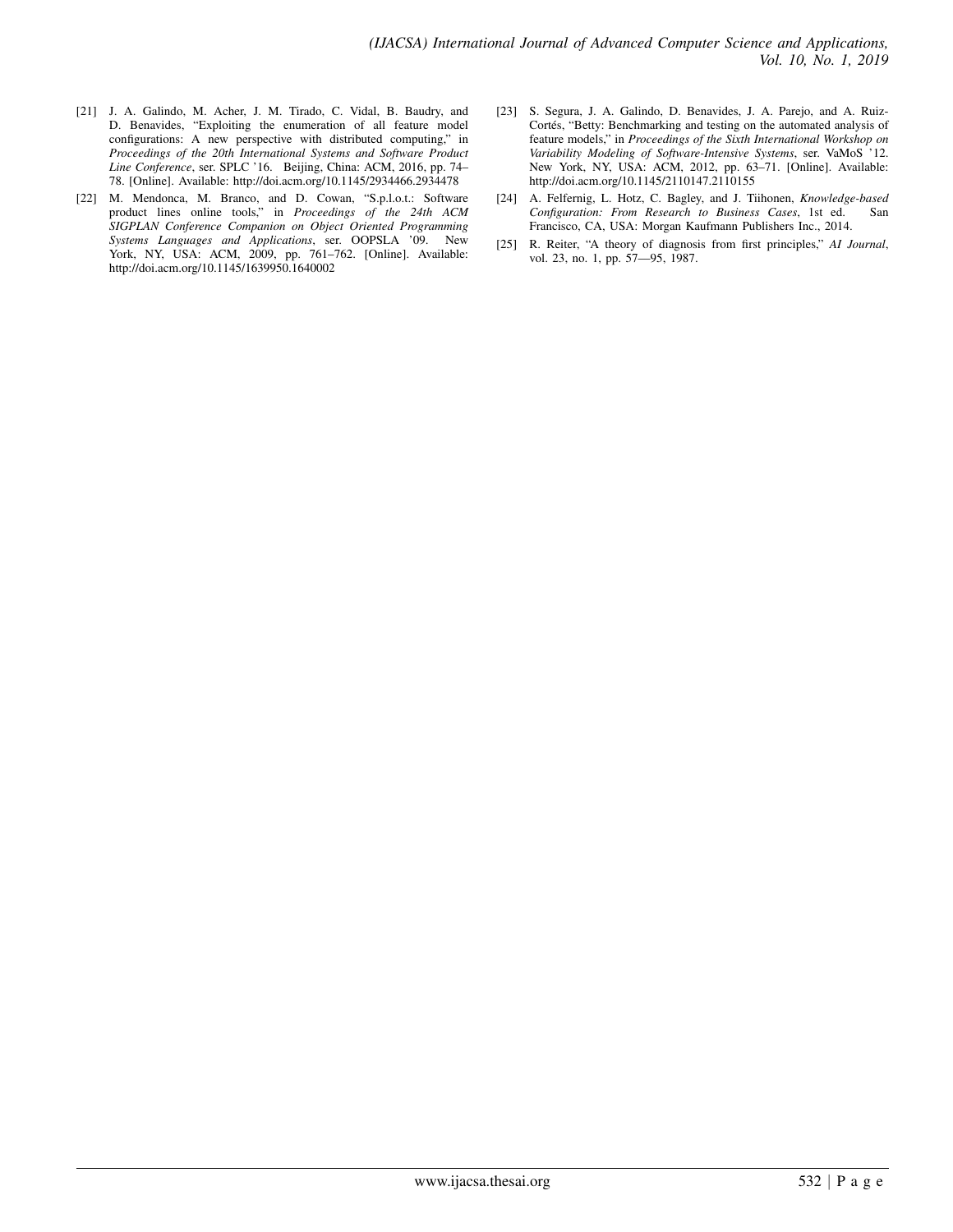[21] J. A. Galindo, M. Acher, J. M. Tirado, C. Vidal, B. Baudry, and D. Benavides, "Exploiting the enumeration of all feature model configurations: A new perspective with distributed computing," in *Proceedings of the 20th International Systems and Software Product Line Conference*, ser. SPLC '16. Beijing, China: ACM, 2016, pp. 74–78. [Online]. Available: http://doi.acm.org/10.1145/2934466.2934478

[22] M. Mendonca, M. Branco, and D. Cowan, "S.p.l.o.t.: Software product lines online tools," in *Proceedings of the 24th ACM SIGPLAN Conference Companion on Object Oriented Programming Systems Languages and Applications*, ser. OOPSLA '09. New York, NY, USA: ACM, 2009, pp. 761–762. [Online]. Available: http://doi.acm.org/10.1145/1639950.1640002

[23] S. Segura, J. A. Galindo, D. Benavides, J. A. Parejo, and A. Ruiz-Cortés, "Betty: Benchmarking and testing on the automated analysis of feature models," in *Proceedings of the Sixth International Workshop on Variability Modeling of Software-Intensive Systems*, ser. VaMoS '12. New York, NY, USA: ACM, 2012, pp. 63–71. [Online]. Available: http://doi.acm.org/10.1145/2110147.2110155

[24] A. Felfernig, L. Hotz, C. Bagley, and J. Tiihonen, *Knowledge-based Configuration: From Research to Business Cases*, 1st ed. San Francisco, CA, USA: Morgan Kaufmann Publishers Inc., 2014.

[25] R. Reiter, "A theory of diagnosis from first principles," *AI Journal*, vol. 23, no. 1, pp. 57—95, 1987.